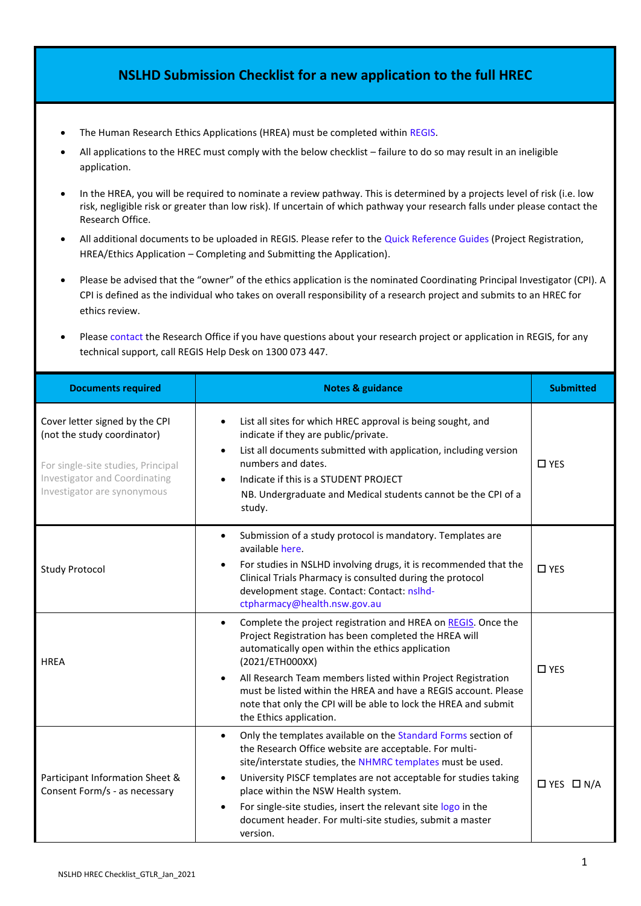# NSLHD Submission Checklist for a new application to the full HREC

- The Human Research Ethics Applications (HREA) must be completed within REGIS.
- All applications to the HREC must comply with the below checklist – failure to do so may result in an ineligible application.
- In the HREA, you will be required to nominate a review pathway. This is determined by a projects level of risk (i.e. low risk, negligible risk or greater than low risk). If uncertain of which pathway your research falls under please contact the Research Office.
- All additional documents to be uploaded in REGIS. Please refer to the Quick Reference Guides (Project Registration, HREA/Ethics Application – Completing and Submitting the Application).
- Please be advised that the "owner" of the ethics application is the nominated Coordinating Principal Investigator (CPI). A CPI is defined as the individual who takes on overall responsibility of a research project and submits to an HREC for ethics review.
- Please contact the Research Office if you have questions about your research project or application in REGIS, for any technical support, call REGIS Help Desk on 1300 073 447.

| Documents required | Notes & guidance | Submitted |
|---|---|---|
| Cover letter signed by the CPI (not the study coordinator)<br><br>For single-site studies, Principal Investigator and Coordinating Investigator are synonymous | • List all sites for which HREC approval is being sought, and indicate if they are public/private.<br>• List all documents submitted with application, including version numbers and dates.<br>• Indicate if this is a STUDENT PROJECT<br>NB. Undergraduate and Medical students cannot be the CPI of a study. | ☐ YES |
| Study Protocol | • Submission of a study protocol is mandatory. Templates are available here.<br>• For studies in NSLHD involving drugs, it is recommended that the Clinical Trials Pharmacy is consulted during the protocol development stage. Contact: Contact: nslhd-ctpharmacy@health.nsw.gov.au | ☐ YES |
| HREA | • Complete the project registration and HREA on REGIS. Once the Project Registration has been completed the HREA will automatically open within the ethics application (2021/ETH000XX)<br>• All Research Team members listed within Project Registration must be listed within the HREA and have a REGIS account. Please note that only the CPI will be able to lock the HREA and submit the Ethics application. | ☐ YES |
| Participant Information Sheet & Consent Form/s - as necessary | • Only the templates available on the Standard Forms section of the Research Office website are acceptable. For multi-site/interstate studies, the NHMRC templates must be used.<br>• University PISCF templates are not acceptable for studies taking place within the NSW Health system.<br>• For single-site studies, insert the relevant site logo in the document header. For multi-site studies, submit a master version. | ☐ YES ☐ N/A |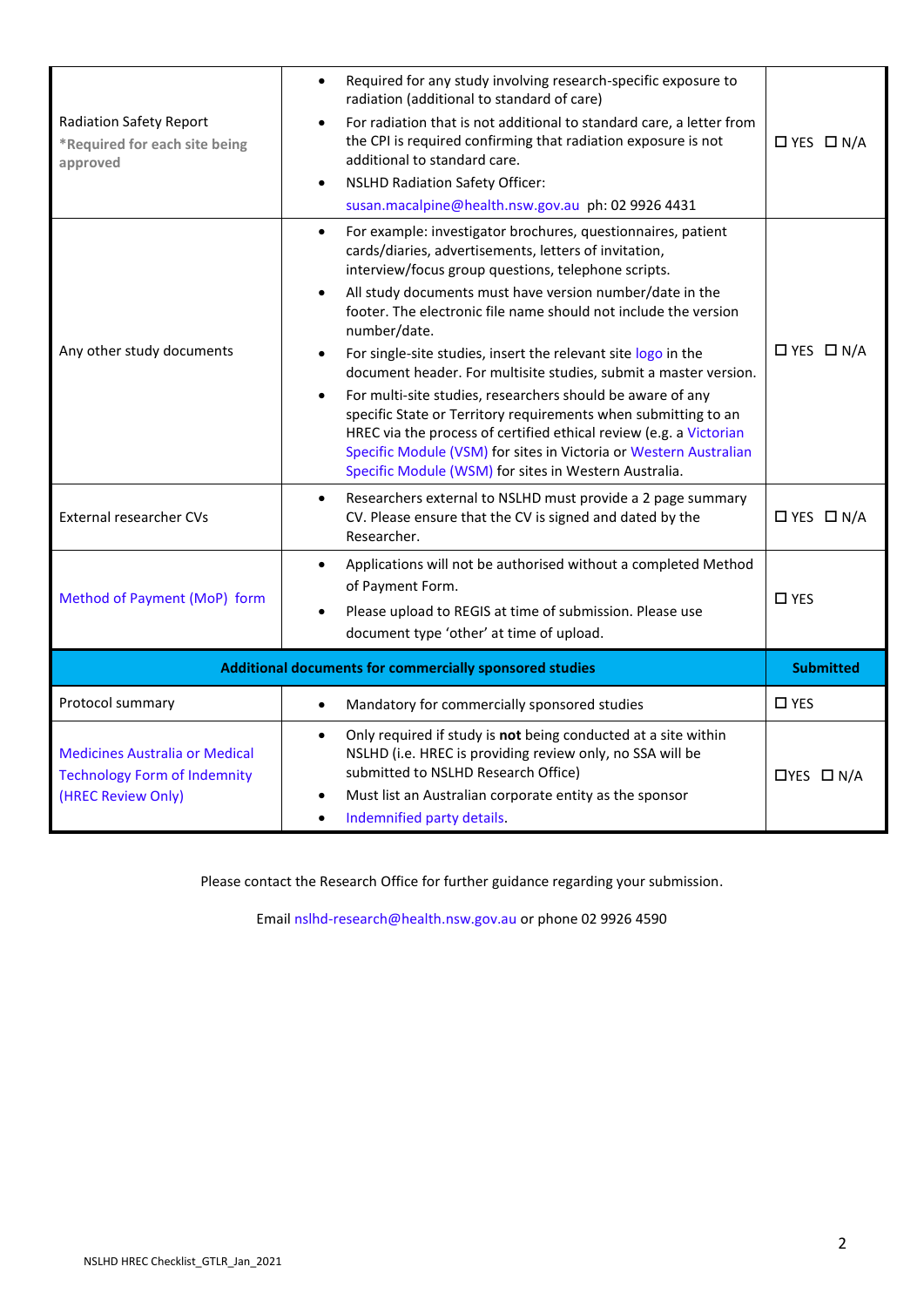| | | |
|---|---|---|
| Radiation Safety Report<br>**\*Required for each site being approved** | • Required for any study involving research-specific exposure to radiation (additional to standard of care)<br>• For radiation that is not additional to standard care, a letter from the CPI is required confirming that radiation exposure is not additional to standard care.<br>• NSLHD Radiation Safety Officer: susan.macalpine@health.nsw.gov.au ph: 02 9926 4431 | ☐ YES ☐ N/A |
| Any other study documents | • For example: investigator brochures, questionnaires, patient cards/diaries, advertisements, letters of invitation, interview/focus group questions, telephone scripts.<br>• All study documents must have version number/date in the footer. The electronic file name should not include the version number/date.<br>• For single-site studies, insert the relevant site logo in the document header. For multisite studies, submit a master version.<br>• For multi-site studies, researchers should be aware of any specific State or Territory requirements when submitting to an HREC via the process of certified ethical review (e.g. a Victorian Specific Module (VSM) for sites in Victoria or Western Australian Specific Module (WSM) for sites in Western Australia. | ☐ YES ☐ N/A |
| External researcher CVs | • Researchers external to NSLHD must provide a 2 page summary CV. Please ensure that the CV is signed and dated by the Researcher. | ☐ YES ☐ N/A |
| Method of Payment (MoP) form | • Applications will not be authorised without a completed Method of Payment Form.<br>• Please upload to REGIS at time of submission. Please use document type 'other' at time of upload. | ☐ YES |
| **Additional documents for commercially sponsored studies** | | **Submitted** |
| Protocol summary | • Mandatory for commercially sponsored studies | ☐ YES |
| Medicines Australia or Medical Technology Form of Indemnity (HREC Review Only) | • Only required if study is **not** being conducted at a site within NSLHD (i.e. HREC is providing review only, no SSA will be submitted to NSLHD Research Office)<br>• Must list an Australian corporate entity as the sponsor<br>• Indemnified party details. | ☐YES ☐ N/A |

Please contact the Research Office for further guidance regarding your submission.

Email nslhd-research@health.nsw.gov.au or phone 02 9926 4590

NSLHD HREC Checklist_GTLR_Jan_2021